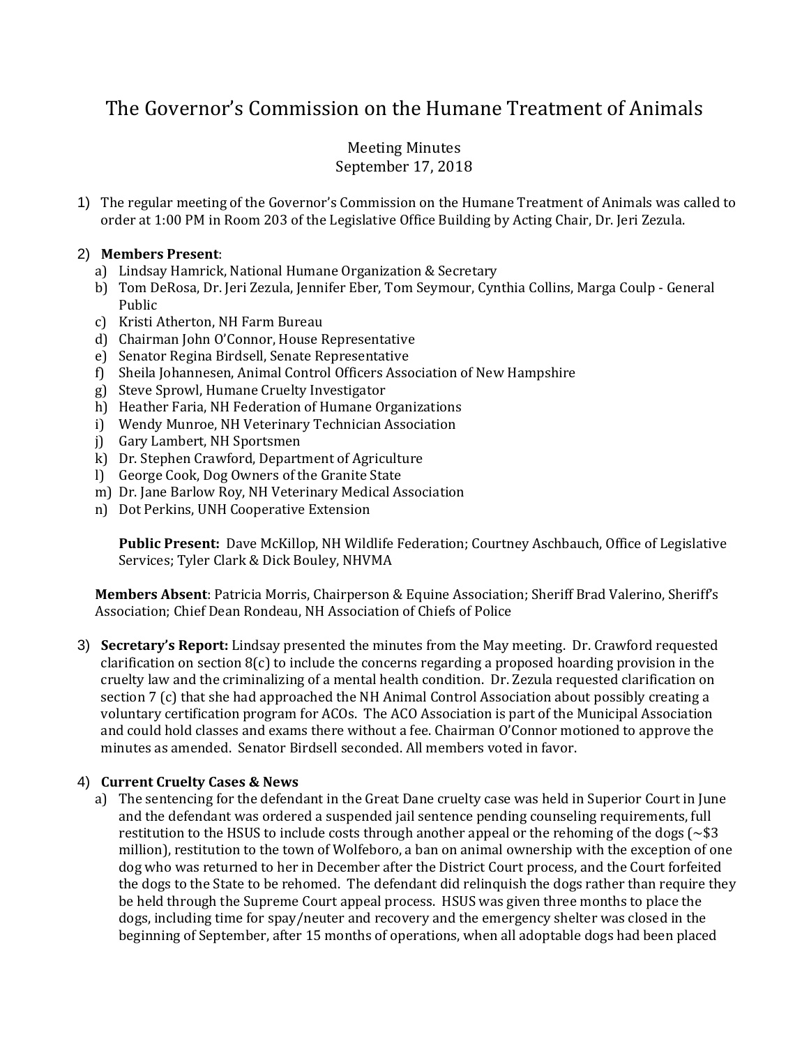# The Governor's Commission on the Humane Treatment of Animals

Meeting Minutes
September 17, 2018

1) The regular meeting of the Governor's Commission on the Humane Treatment of Animals was called to order at 1:00 PM in Room 203 of the Legislative Office Building by Acting Chair, Dr. Jeri Zezula.

2) **Members Present**:
   a) Lindsay Hamrick, National Humane Organization & Secretary
   b) Tom DeRosa, Dr. Jeri Zezula, Jennifer Eber, Tom Seymour, Cynthia Collins, Marga Coulp - General Public
   c) Kristi Atherton, NH Farm Bureau
   d) Chairman John O'Connor, House Representative
   e) Senator Regina Birdsell, Senate Representative
   f) Sheila Johannesen, Animal Control Officers Association of New Hampshire
   g) Steve Sprowl, Humane Cruelty Investigator
   h) Heather Faria, NH Federation of Humane Organizations
   i) Wendy Munroe, NH Veterinary Technician Association
   j) Gary Lambert, NH Sportsmen
   k) Dr. Stephen Crawford, Department of Agriculture
   l) George Cook, Dog Owners of the Granite State
   m) Dr. Jane Barlow Roy, NH Veterinary Medical Association
   n) Dot Perkins, UNH Cooperative Extension

   **Public Present:** Dave McKillop, NH Wildlife Federation; Courtney Aschbauch, Office of Legislative Services; Tyler Clark & Dick Bouley, NHVMA

   **Members Absent**: Patricia Morris, Chairperson & Equine Association; Sheriff Brad Valerino, Sheriff's Association; Chief Dean Rondeau, NH Association of Chiefs of Police

3) **Secretary's Report:** Lindsay presented the minutes from the May meeting. Dr. Crawford requested clarification on section 8(c) to include the concerns regarding a proposed hoarding provision in the cruelty law and the criminalizing of a mental health condition. Dr. Zezula requested clarification on section 7 (c) that she had approached the NH Animal Control Association about possibly creating a voluntary certification program for ACOs. The ACO Association is part of the Municipal Association and could hold classes and exams there without a fee. Chairman O'Connor motioned to approve the minutes as amended. Senator Birdsell seconded. All members voted in favor.

4) **Current Cruelty Cases & News**
   a) The sentencing for the defendant in the Great Dane cruelty case was held in Superior Court in June and the defendant was ordered a suspended jail sentence pending counseling requirements, full restitution to the HSUS to include costs through another appeal or the rehoming of the dogs (~$3 million), restitution to the town of Wolfeboro, a ban on animal ownership with the exception of one dog who was returned to her in December after the District Court process, and the Court forfeited the dogs to the State to be rehomed. The defendant did relinquish the dogs rather than require they be held through the Supreme Court appeal process. HSUS was given three months to place the dogs, including time for spay/neuter and recovery and the emergency shelter was closed in the beginning of September, after 15 months of operations, when all adoptable dogs had been placed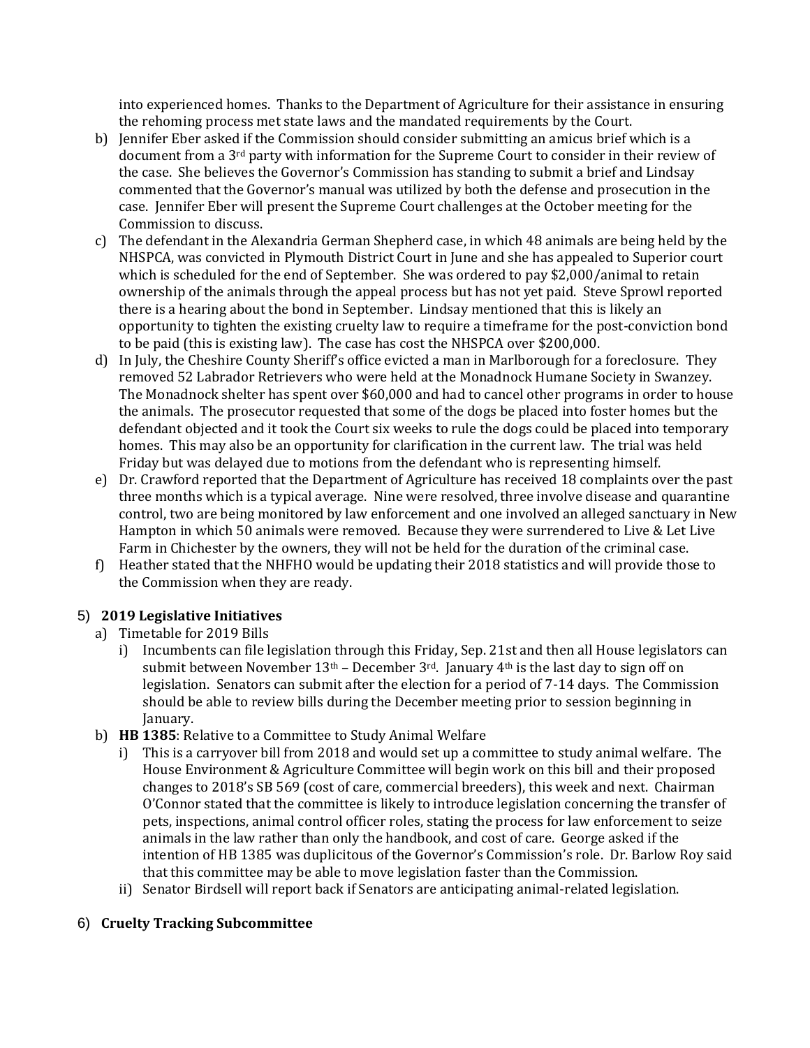into experienced homes. Thanks to the Department of Agriculture for their assistance in ensuring the rehoming process met state laws and the mandated requirements by the Court.

b) Jennifer Eber asked if the Commission should consider submitting an amicus brief which is a document from a 3rd party with information for the Supreme Court to consider in their review of the case. She believes the Governor's Commission has standing to submit a brief and Lindsay commented that the Governor's manual was utilized by both the defense and prosecution in the case. Jennifer Eber will present the Supreme Court challenges at the October meeting for the Commission to discuss.

c) The defendant in the Alexandria German Shepherd case, in which 48 animals are being held by the NHSPCA, was convicted in Plymouth District Court in June and she has appealed to Superior court which is scheduled for the end of September. She was ordered to pay $2,000/animal to retain ownership of the animals through the appeal process but has not yet paid. Steve Sprowl reported there is a hearing about the bond in September. Lindsay mentioned that this is likely an opportunity to tighten the existing cruelty law to require a timeframe for the post-conviction bond to be paid (this is existing law). The case has cost the NHSPCA over $200,000.

d) In July, the Cheshire County Sheriff's office evicted a man in Marlborough for a foreclosure. They removed 52 Labrador Retrievers who were held at the Monadnock Humane Society in Swanzey. The Monadnock shelter has spent over $60,000 and had to cancel other programs in order to house the animals. The prosecutor requested that some of the dogs be placed into foster homes but the defendant objected and it took the Court six weeks to rule the dogs could be placed into temporary homes. This may also be an opportunity for clarification in the current law. The trial was held Friday but was delayed due to motions from the defendant who is representing himself.

e) Dr. Crawford reported that the Department of Agriculture has received 18 complaints over the past three months which is a typical average. Nine were resolved, three involve disease and quarantine control, two are being monitored by law enforcement and one involved an alleged sanctuary in New Hampton in which 50 animals were removed. Because they were surrendered to Live & Let Live Farm in Chichester by the owners, they will not be held for the duration of the criminal case.

f) Heather stated that the NHFHO would be updating their 2018 statistics and will provide those to the Commission when they are ready.

5) **2019 Legislative Initiatives**

a) Timetable for 2019 Bills

i) Incumbents can file legislation through this Friday, Sep. 21st and then all House legislators can submit between November 13th – December 3rd. January 4th is the last day to sign off on legislation. Senators can submit after the election for a period of 7-14 days. The Commission should be able to review bills during the December meeting prior to session beginning in January.

b) **HB 1385**: Relative to a Committee to Study Animal Welfare

i) This is a carryover bill from 2018 and would set up a committee to study animal welfare. The House Environment & Agriculture Committee will begin work on this bill and their proposed changes to 2018's SB 569 (cost of care, commercial breeders), this week and next. Chairman O'Connor stated that the committee is likely to introduce legislation concerning the transfer of pets, inspections, animal control officer roles, stating the process for law enforcement to seize animals in the law rather than only the handbook, and cost of care. George asked if the intention of HB 1385 was duplicitous of the Governor's Commission's role. Dr. Barlow Roy said that this committee may be able to move legislation faster than the Commission.

ii) Senator Birdsell will report back if Senators are anticipating animal-related legislation.

6) **Cruelty Tracking Subcommittee**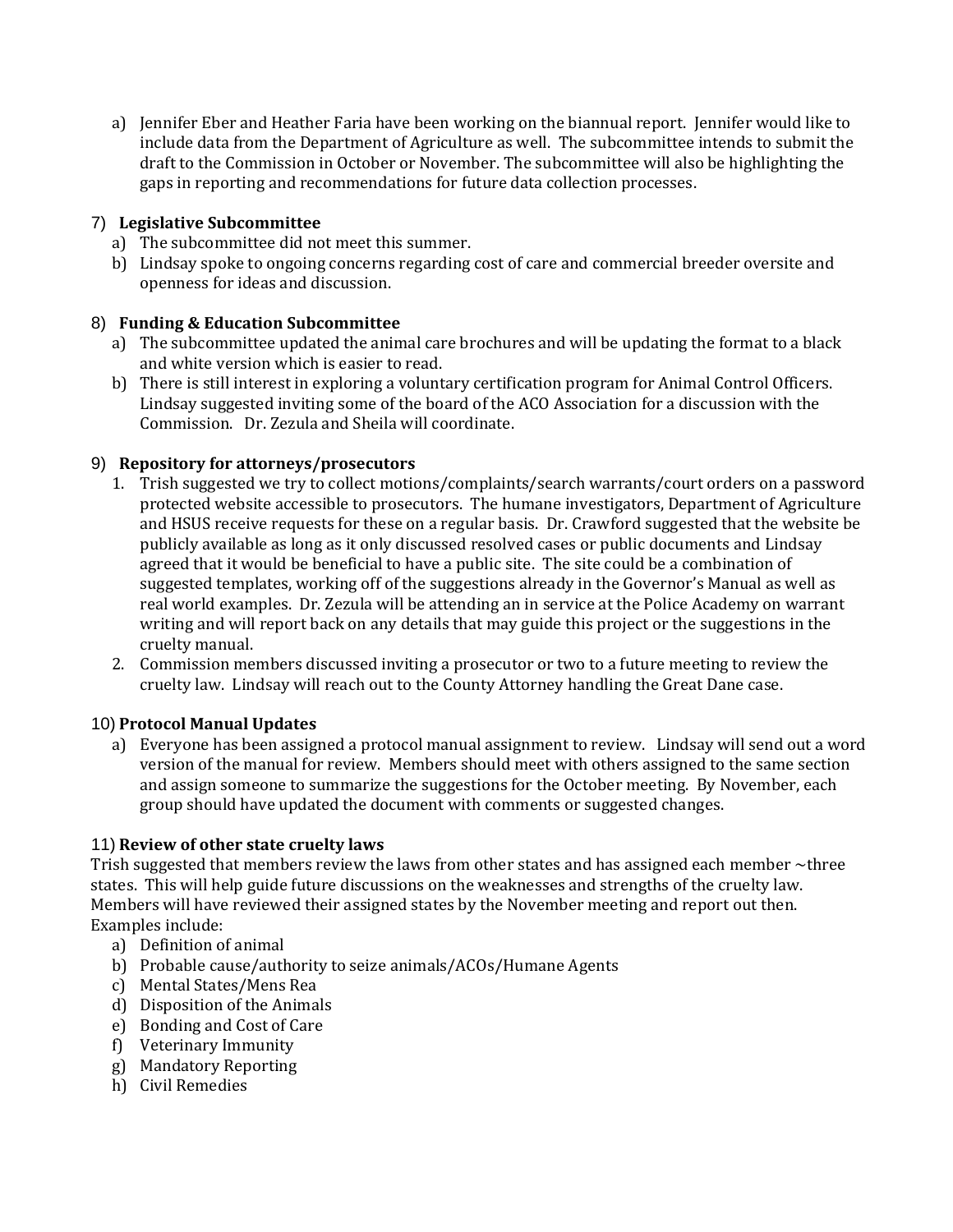a) Jennifer Eber and Heather Faria have been working on the biannual report. Jennifer would like to include data from the Department of Agriculture as well. The subcommittee intends to submit the draft to the Commission in October or November. The subcommittee will also be highlighting the gaps in reporting and recommendations for future data collection processes.

### 7) **Legislative Subcommittee**

a) The subcommittee did not meet this summer.
b) Lindsay spoke to ongoing concerns regarding cost of care and commercial breeder oversite and openness for ideas and discussion.

### 8) **Funding & Education Subcommittee**

a) The subcommittee updated the animal care brochures and will be updating the format to a black and white version which is easier to read.
b) There is still interest in exploring a voluntary certification program for Animal Control Officers. Lindsay suggested inviting some of the board of the ACO Association for a discussion with the Commission. Dr. Zezula and Sheila will coordinate.

### 9) **Repository for attorneys/prosecutors**

1. Trish suggested we try to collect motions/complaints/search warrants/court orders on a password protected website accessible to prosecutors. The humane investigators, Department of Agriculture and HSUS receive requests for these on a regular basis. Dr. Crawford suggested that the website be publicly available as long as it only discussed resolved cases or public documents and Lindsay agreed that it would be beneficial to have a public site. The site could be a combination of suggested templates, working off of the suggestions already in the Governor's Manual as well as real world examples. Dr. Zezula will be attending an in service at the Police Academy on warrant writing and will report back on any details that may guide this project or the suggestions in the cruelty manual.
2. Commission members discussed inviting a prosecutor or two to a future meeting to review the cruelty law. Lindsay will reach out to the County Attorney handling the Great Dane case.

### 10) **Protocol Manual Updates**

a) Everyone has been assigned a protocol manual assignment to review. Lindsay will send out a word version of the manual for review. Members should meet with others assigned to the same section and assign someone to summarize the suggestions for the October meeting. By November, each group should have updated the document with comments or suggested changes.

### 11) **Review of other state cruelty laws**

Trish suggested that members review the laws from other states and has assigned each member ~three states. This will help guide future discussions on the weaknesses and strengths of the cruelty law. Members will have reviewed their assigned states by the November meeting and report out then. Examples include:

a) Definition of animal
b) Probable cause/authority to seize animals/ACOs/Humane Agents
c) Mental States/Mens Rea
d) Disposition of the Animals
e) Bonding and Cost of Care
f) Veterinary Immunity
g) Mandatory Reporting
h) Civil Remedies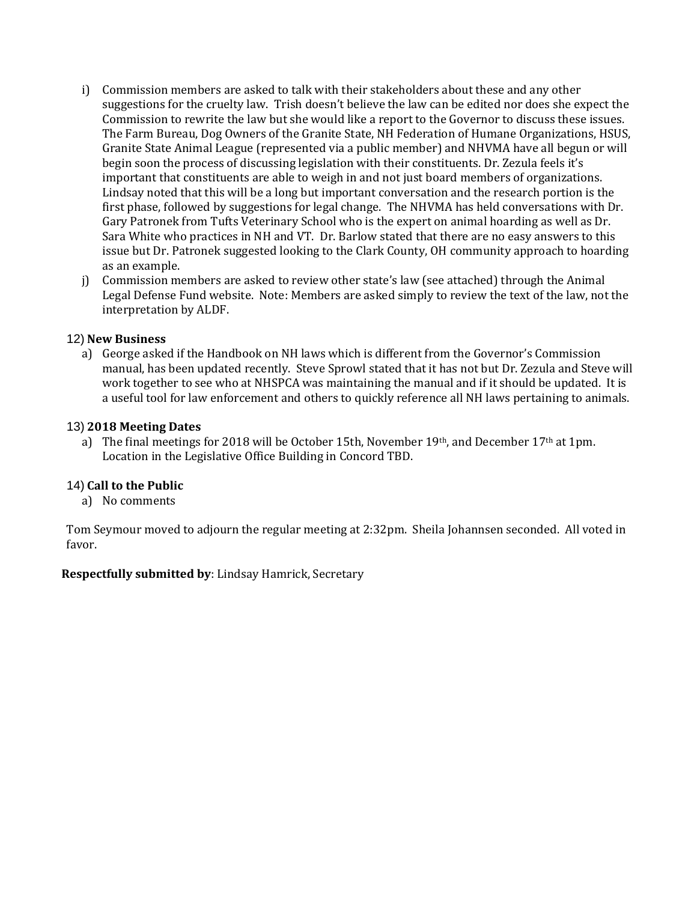i) Commission members are asked to talk with their stakeholders about these and any other suggestions for the cruelty law. Trish doesn't believe the law can be edited nor does she expect the Commission to rewrite the law but she would like a report to the Governor to discuss these issues. The Farm Bureau, Dog Owners of the Granite State, NH Federation of Humane Organizations, HSUS, Granite State Animal League (represented via a public member) and NHVMA have all begun or will begin soon the process of discussing legislation with their constituents. Dr. Zezula feels it's important that constituents are able to weigh in and not just board members of organizations. Lindsay noted that this will be a long but important conversation and the research portion is the first phase, followed by suggestions for legal change. The NHVMA has held conversations with Dr. Gary Patronek from Tufts Veterinary School who is the expert on animal hoarding as well as Dr. Sara White who practices in NH and VT. Dr. Barlow stated that there are no easy answers to this issue but Dr. Patronek suggested looking to the Clark County, OH community approach to hoarding as an example.

j) Commission members are asked to review other state's law (see attached) through the Animal Legal Defense Fund website. Note: Members are asked simply to review the text of the law, not the interpretation by ALDF.

12) **New Business**

a) George asked if the Handbook on NH laws which is different from the Governor's Commission manual, has been updated recently. Steve Sprowl stated that it has not but Dr. Zezula and Steve will work together to see who at NHSPCA was maintaining the manual and if it should be updated. It is a useful tool for law enforcement and others to quickly reference all NH laws pertaining to animals.

13) **2018 Meeting Dates**

a) The final meetings for 2018 will be October 15th, November 19th, and December 17th at 1pm. Location in the Legislative Office Building in Concord TBD.

14) **Call to the Public**

a) No comments

Tom Seymour moved to adjourn the regular meeting at 2:32pm. Sheila Johannsen seconded. All voted in favor.

**Respectfully submitted by**: Lindsay Hamrick, Secretary